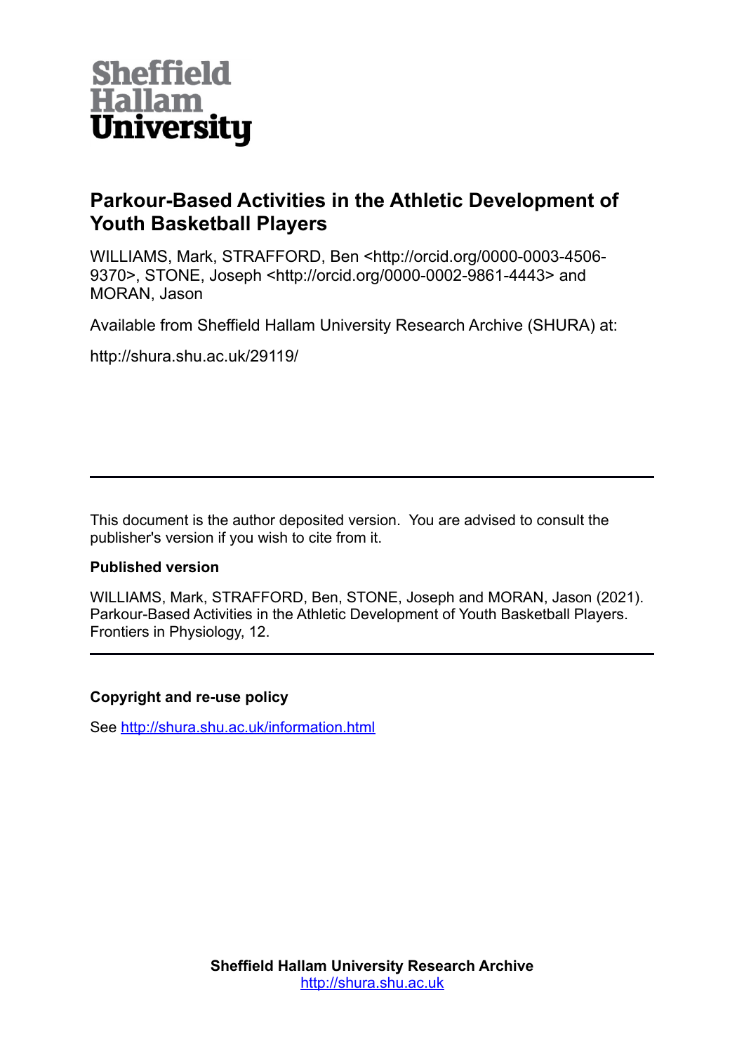**Sheffield Hallam University**

# Parkour-Based Activities in the Athletic Development of Youth Basketball Players

WILLIAMS, Mark, STRAFFORD, Ben <http://orcid.org/0000-0003-4506-9370>, STONE, Joseph <http://orcid.org/0000-0002-9861-4443> and MORAN, Jason

Available from Sheffield Hallam University Research Archive (SHURA) at:

http://shura.shu.ac.uk/29119/

---

This document is the author deposited version. You are advised to consult the publisher's version if you wish to cite from it.

**Published version**

WILLIAMS, Mark, STRAFFORD, Ben, STONE, Joseph and MORAN, Jason (2021). Parkour-Based Activities in the Athletic Development of Youth Basketball Players. Frontiers in Physiology, 12.

---

**Copyright and re-use policy**

See http://shura.shu.ac.uk/information.html

**Sheffield Hallam University Research Archive**
http://shura.shu.ac.uk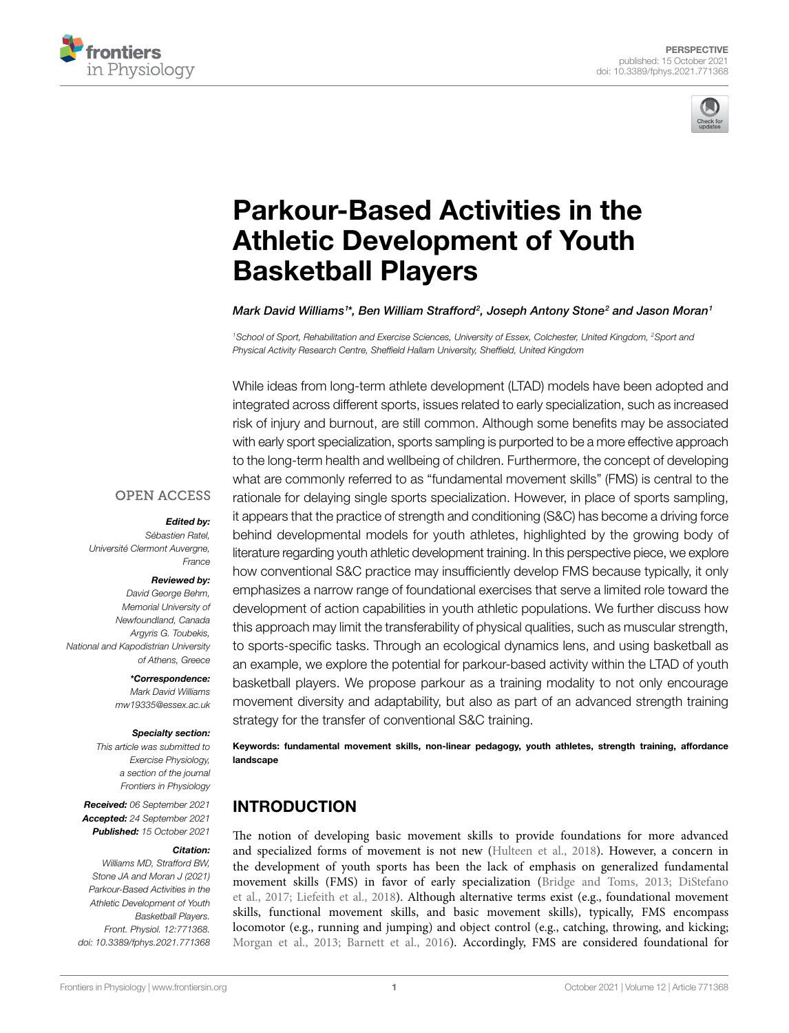# Parkour-Based Activities in the Athletic Development of Youth Basketball Players

*Mark David Williams[1]\*, Ben William Strafford[2], Joseph Antony Stone[2] and Jason Moran[1]*

[1]School of Sport, Rehabilitation and Exercise Sciences, University of Essex, Colchester, United Kingdom, [2]Sport and Physical Activity Research Centre, Sheffield Hallam University, Sheffield, United Kingdom

OPEN ACCESS

***Edited by:***
*Sébastien Ratel,*
*Université Clermont Auvergne, France*

***Reviewed by:***
*David George Behm,*
*Memorial University of Newfoundland, Canada*
*Argyris G. Toubekis,*
*National and Kapodistrian University of Athens, Greece*

***\*Correspondence:***
*Mark David Williams*
*mw19335@essex.ac.uk*

***Specialty section:***
*This article was submitted to Exercise Physiology, a section of the journal Frontiers in Physiology*

***Received:*** *06 September 2021*
***Accepted:*** *24 September 2021*
***Published:*** *15 October 2021*

***Citation:***
*Williams MD, Strafford BW, Stone JA and Moran J (2021) Parkour-Based Activities in the Athletic Development of Youth Basketball Players. Front. Physiol. 12:771368. doi: 10.3389/fphys.2021.771368*

While ideas from long-term athlete development (LTAD) models have been adopted and integrated across different sports, issues related to early specialization, such as increased risk of injury and burnout, are still common. Although some benefits may be associated with early sport specialization, sports sampling is purported to be a more effective approach to the long-term health and wellbeing of children. Furthermore, the concept of developing what are commonly referred to as "fundamental movement skills" (FMS) is central to the rationale for delaying single sports specialization. However, in place of sports sampling, it appears that the practice of strength and conditioning (S&C) has become a driving force behind developmental models for youth athletes, highlighted by the growing body of literature regarding youth athletic development training. In this perspective piece, we explore how conventional S&C practice may insufficiently develop FMS because typically, it only emphasizes a narrow range of foundational exercises that serve a limited role toward the development of action capabilities in youth athletic populations. We further discuss how this approach may limit the transferability of physical qualities, such as muscular strength, to sports-specific tasks. Through an ecological dynamics lens, and using basketball as an example, we explore the potential for parkour-based activity within the LTAD of youth basketball players. We propose parkour as a training modality to not only encourage movement diversity and adaptability, but also as part of an advanced strength training strategy for the transfer of conventional S&C training.

**Keywords: fundamental movement skills, non-linear pedagogy, youth athletes, strength training, affordance landscape**

## INTRODUCTION

The notion of developing basic movement skills to provide foundations for more advanced and specialized forms of movement is not new (Hulteen et al., 2018). However, a concern in the development of youth sports has been the lack of emphasis on generalized fundamental movement skills (FMS) in favor of early specialization (Bridge and Toms, 2013; DiStefano et al., 2017; Liefeith et al., 2018). Although alternative terms exist (e.g., foundational movement skills, functional movement skills, and basic movement skills), typically, FMS encompass locomotor (e.g., running and jumping) and object control (e.g., catching, throwing, and kicking; Morgan et al., 2013; Barnett et al., 2016). Accordingly, FMS are considered foundational for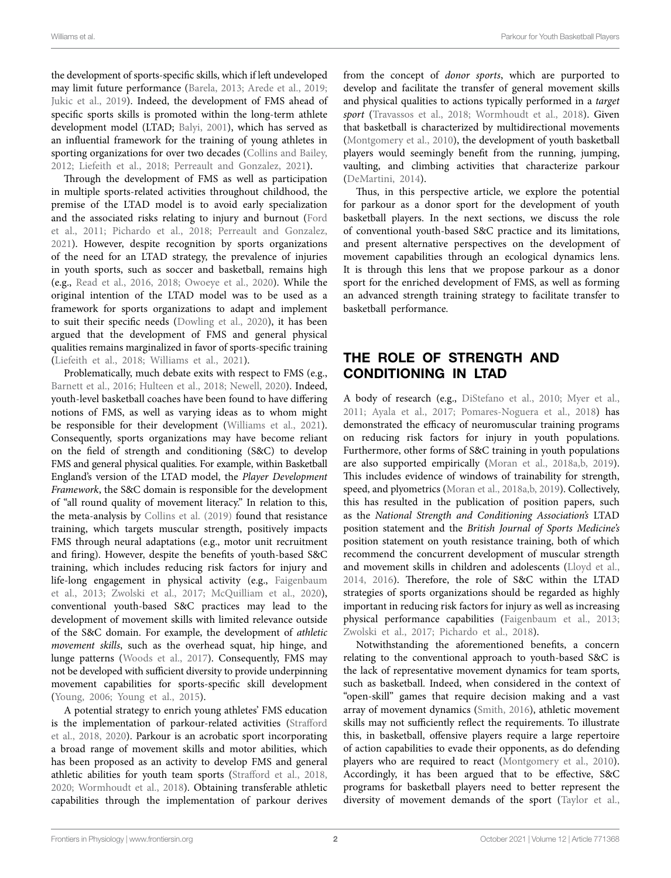the development of sports-specific skills, which if left undeveloped may limit future performance (Barela, 2013; Arede et al., 2019; Jukic et al., 2019). Indeed, the development of FMS ahead of specific sports skills is promoted within the long-term athlete development model (LTAD; Balyi, 2001), which has served as an influential framework for the training of young athletes in sporting organizations for over two decades (Collins and Bailey, 2012; Liefeith et al., 2018; Perreault and Gonzalez, 2021).

Through the development of FMS as well as participation in multiple sports-related activities throughout childhood, the premise of the LTAD model is to avoid early specialization and the associated risks relating to injury and burnout (Ford et al., 2011; Pichardo et al., 2018; Perreault and Gonzalez, 2021). However, despite recognition by sports organizations of the need for an LTAD strategy, the prevalence of injuries in youth sports, such as soccer and basketball, remains high (e.g., Read et al., 2016, 2018; Owoeye et al., 2020). While the original intention of the LTAD model was to be used as a framework for sports organizations to adapt and implement to suit their specific needs (Dowling et al., 2020), it has been argued that the development of FMS and general physical qualities remains marginalized in favor of sports-specific training (Liefeith et al., 2018; Williams et al., 2021).

Problematically, much debate exits with respect to FMS (e.g., Barnett et al., 2016; Hulteen et al., 2018; Newell, 2020). Indeed, youth-level basketball coaches have been found to have differing notions of FMS, as well as varying ideas as to whom might be responsible for their development (Williams et al., 2021). Consequently, sports organizations may have become reliant on the field of strength and conditioning (S&C) to develop FMS and general physical qualities. For example, within Basketball England's version of the LTAD model, the *Player Development Framework*, the S&C domain is responsible for the development of "all round quality of movement literacy." In relation to this, the meta-analysis by Collins et al. (2019) found that resistance training, which targets muscular strength, positively impacts FMS through neural adaptations (e.g., motor unit recruitment and firing). However, despite the benefits of youth-based S&C training, which includes reducing risk factors for injury and life-long engagement in physical activity (e.g., Faigenbaum et al., 2013; Zwolski et al., 2017; McQuilliam et al., 2020), conventional youth-based S&C practices may lead to the development of movement skills with limited relevance outside of the S&C domain. For example, the development of *athletic movement skills*, such as the overhead squat, hip hinge, and lunge patterns (Woods et al., 2017). Consequently, FMS may not be developed with sufficient diversity to provide underpinning movement capabilities for sports-specific skill development (Young, 2006; Young et al., 2015).

A potential strategy to enrich young athletes' FMS education is the implementation of parkour-related activities (Strafford et al., 2018, 2020). Parkour is an acrobatic sport incorporating a broad range of movement skills and motor abilities, which has been proposed as an activity to develop FMS and general athletic abilities for youth team sports (Strafford et al., 2018, 2020; Wormhoudt et al., 2018). Obtaining transferable athletic capabilities through the implementation of parkour derives from the concept of *donor sports*, which are purported to develop and facilitate the transfer of general movement skills and physical qualities to actions typically performed in a *target sport* (Travassos et al., 2018; Wormhoudt et al., 2018). Given that basketball is characterized by multidirectional movements (Montgomery et al., 2010), the development of youth basketball players would seemingly benefit from the running, jumping, vaulting, and climbing activities that characterize parkour (DeMartini, 2014).

Thus, in this perspective article, we explore the potential for parkour as a donor sport for the development of youth basketball players. In the next sections, we discuss the role of conventional youth-based S&C practice and its limitations, and present alternative perspectives on the development of movement capabilities through an ecological dynamics lens. It is through this lens that we propose parkour as a donor sport for the enriched development of FMS, as well as forming an advanced strength training strategy to facilitate transfer to basketball performance.

## THE ROLE OF STRENGTH AND CONDITIONING IN LTAD

A body of research (e.g., DiStefano et al., 2010; Myer et al., 2011; Ayala et al., 2017; Pomares-Noguera et al., 2018) has demonstrated the efficacy of neuromuscular training programs on reducing risk factors for injury in youth populations. Furthermore, other forms of S&C training in youth populations are also supported empirically (Moran et al., 2018a,b, 2019). This includes evidence of windows of trainability for strength, speed, and plyometrics (Moran et al., 2018a,b, 2019). Collectively, this has resulted in the publication of position papers, such as the *National Strength and Conditioning Association's* LTAD position statement and the *British Journal of Sports Medicine's* position statement on youth resistance training, both of which recommend the concurrent development of muscular strength and movement skills in children and adolescents (Lloyd et al., 2014, 2016). Therefore, the role of S&C within the LTAD strategies of sports organizations should be regarded as highly important in reducing risk factors for injury as well as increasing physical performance capabilities (Faigenbaum et al., 2013; Zwolski et al., 2017; Pichardo et al., 2018).

Notwithstanding the aforementioned benefits, a concern relating to the conventional approach to youth-based S&C is the lack of representative movement dynamics for team sports, such as basketball. Indeed, when considered in the context of "open-skill" games that require decision making and a vast array of movement dynamics (Smith, 2016), athletic movement skills may not sufficiently reflect the requirements. To illustrate this, in basketball, offensive players require a large repertoire of action capabilities to evade their opponents, as do defending players who are required to react (Montgomery et al., 2010). Accordingly, it has been argued that to be effective, S&C programs for basketball players need to better represent the diversity of movement demands of the sport (Taylor et al.,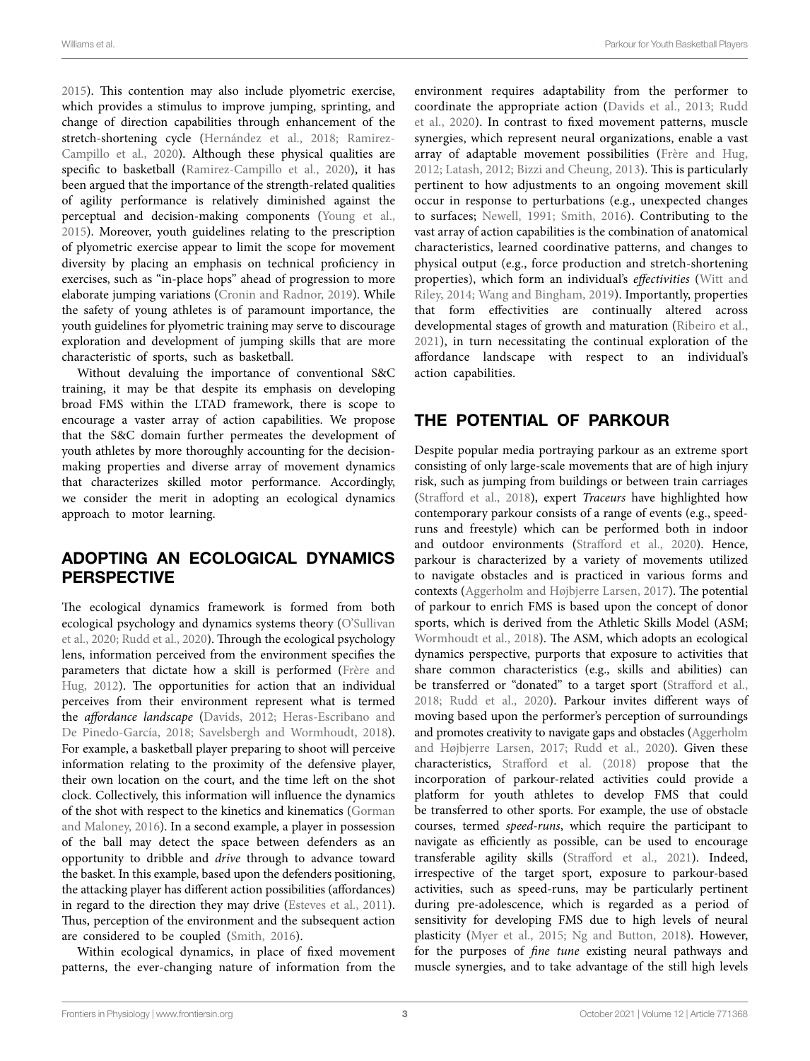2015). This contention may also include plyometric exercise, which provides a stimulus to improve jumping, sprinting, and change of direction capabilities through enhancement of the stretch-shortening cycle (Hernández et al., 2018; Ramirez-Campillo et al., 2020). Although these physical qualities are specific to basketball (Ramirez-Campillo et al., 2020), it has been argued that the importance of the strength-related qualities of agility performance is relatively diminished against the perceptual and decision-making components (Young et al., 2015). Moreover, youth guidelines relating to the prescription of plyometric exercise appear to limit the scope for movement diversity by placing an emphasis on technical proficiency in exercises, such as "in-place hops" ahead of progression to more elaborate jumping variations (Cronin and Radnor, 2019). While the safety of young athletes is of paramount importance, the youth guidelines for plyometric training may serve to discourage exploration and development of jumping skills that are more characteristic of sports, such as basketball.

Without devaluing the importance of conventional S&C training, it may be that despite its emphasis on developing broad FMS within the LTAD framework, there is scope to encourage a vaster array of action capabilities. We propose that the S&C domain further permeates the development of youth athletes by more thoroughly accounting for the decision-making properties and diverse array of movement dynamics that characterizes skilled motor performance. Accordingly, we consider the merit in adopting an ecological dynamics approach to motor learning.

## ADOPTING AN ECOLOGICAL DYNAMICS PERSPECTIVE

The ecological dynamics framework is formed from both ecological psychology and dynamics systems theory (O'Sullivan et al., 2020; Rudd et al., 2020). Through the ecological psychology lens, information perceived from the environment specifies the parameters that dictate how a skill is performed (Frère and Hug, 2012). The opportunities for action that an individual perceives from their environment represent what is termed the *affordance landscape* (Davids, 2012; Heras-Escribano and De Pinedo-García, 2018; Savelsbergh and Wormhoudt, 2018). For example, a basketball player preparing to shoot will perceive information relating to the proximity of the defensive player, their own location on the court, and the time left on the shot clock. Collectively, this information will influence the dynamics of the shot with respect to the kinetics and kinematics (Gorman and Maloney, 2016). In a second example, a player in possession of the ball may detect the space between defenders as an opportunity to dribble and *drive* through to advance toward the basket. In this example, based upon the defenders positioning, the attacking player has different action possibilities (affordances) in regard to the direction they may drive (Esteves et al., 2011). Thus, perception of the environment and the subsequent action are considered to be coupled (Smith, 2016).

Within ecological dynamics, in place of fixed movement patterns, the ever-changing nature of information from the environment requires adaptability from the performer to coordinate the appropriate action (Davids et al., 2013; Rudd et al., 2020). In contrast to fixed movement patterns, muscle synergies, which represent neural organizations, enable a vast array of adaptable movement possibilities (Frère and Hug, 2012; Latash, 2012; Bizzi and Cheung, 2013). This is particularly pertinent to how adjustments to an ongoing movement skill occur in response to perturbations (e.g., unexpected changes to surfaces; Newell, 1991; Smith, 2016). Contributing to the vast array of action capabilities is the combination of anatomical characteristics, learned coordinative patterns, and changes to physical output (e.g., force production and stretch-shortening properties), which form an individual's *effectivities* (Witt and Riley, 2014; Wang and Bingham, 2019). Importantly, properties that form effectivities are continually altered across developmental stages of growth and maturation (Ribeiro et al., 2021), in turn necessitating the continual exploration of the affordance landscape with respect to an individual's action capabilities.

## THE POTENTIAL OF PARKOUR

Despite popular media portraying parkour as an extreme sport consisting of only large-scale movements that are of high injury risk, such as jumping from buildings or between train carriages (Strafford et al., 2018), expert *Traceurs* have highlighted how contemporary parkour consists of a range of events (e.g., speed-runs and freestyle) which can be performed both in indoor and outdoor environments (Strafford et al., 2020). Hence, parkour is characterized by a variety of movements utilized to navigate obstacles and is practiced in various forms and contexts (Aggerholm and Højbjerre Larsen, 2017). The potential of parkour to enrich FMS is based upon the concept of donor sports, which is derived from the Athletic Skills Model (ASM; Wormhoudt et al., 2018). The ASM, which adopts an ecological dynamics perspective, purports that exposure to activities that share common characteristics (e.g., skills and abilities) can be transferred or "donated" to a target sport (Strafford et al., 2018; Rudd et al., 2020). Parkour invites different ways of moving based upon the performer's perception of surroundings and promotes creativity to navigate gaps and obstacles (Aggerholm and Højbjerre Larsen, 2017; Rudd et al., 2020). Given these characteristics, Strafford et al. (2018) propose that the incorporation of parkour-related activities could provide a platform for youth athletes to develop FMS that could be transferred to other sports. For example, the use of obstacle courses, termed *speed-runs*, which require the participant to navigate as efficiently as possible, can be used to encourage transferable agility skills (Strafford et al., 2021). Indeed, irrespective of the target sport, exposure to parkour-based activities, such as speed-runs, may be particularly pertinent during pre-adolescence, which is regarded as a period of sensitivity for developing FMS due to high levels of neural plasticity (Myer et al., 2015; Ng and Button, 2018). However, for the purposes of *fine tune* existing neural pathways and muscle synergies, and to take advantage of the still high levels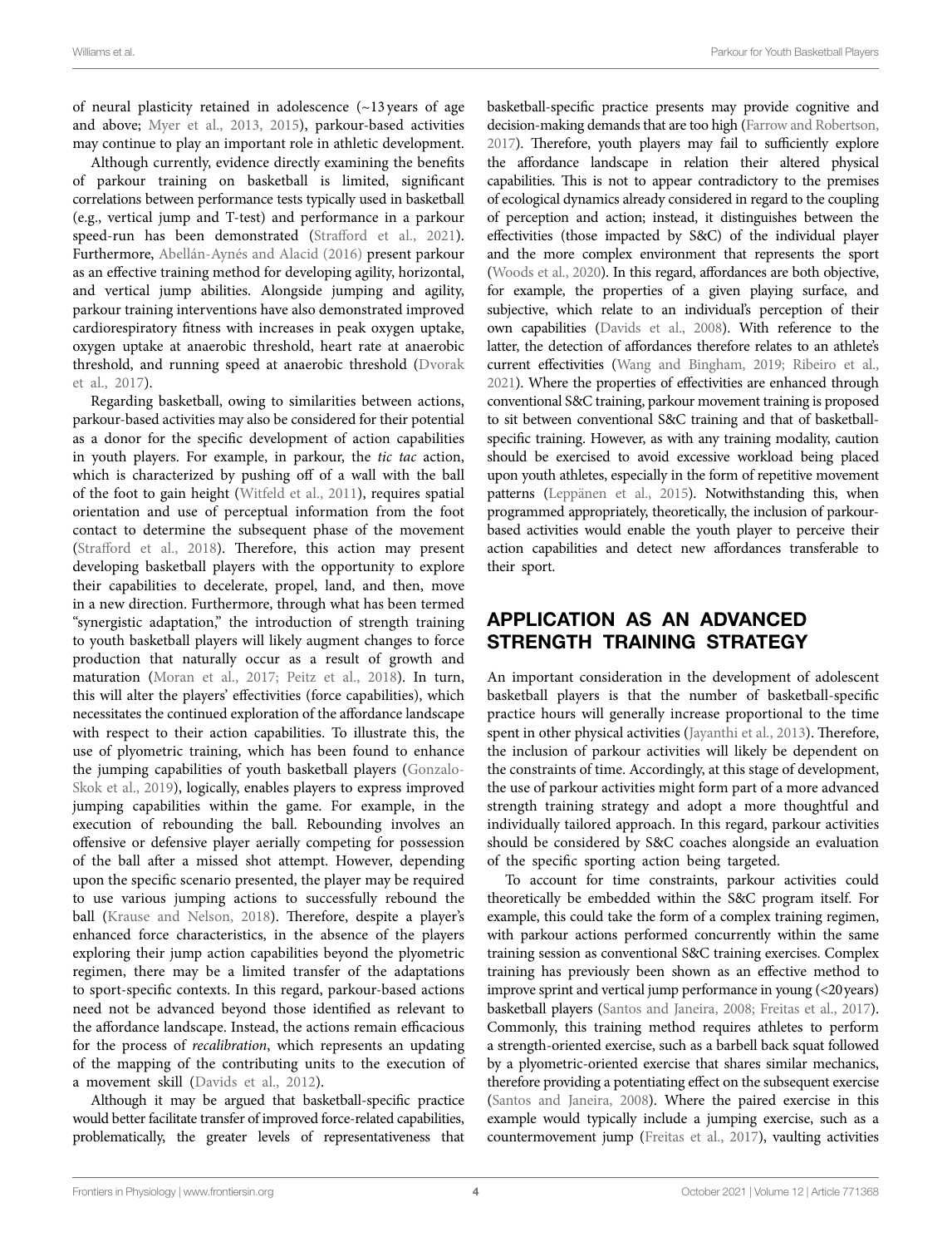of neural plasticity retained in adolescence (~13 years of age and above; Myer et al., 2013, 2015), parkour-based activities may continue to play an important role in athletic development.

Although currently, evidence directly examining the benefits of parkour training on basketball is limited, significant correlations between performance tests typically used in basketball (e.g., vertical jump and T-test) and performance in a parkour speed-run has been demonstrated (Strafford et al., 2021). Furthermore, Abellán-Aynés and Alacid (2016) present parkour as an effective training method for developing agility, horizontal, and vertical jump abilities. Alongside jumping and agility, parkour training interventions have also demonstrated improved cardiorespiratory fitness with increases in peak oxygen uptake, oxygen uptake at anaerobic threshold, heart rate at anaerobic threshold, and running speed at anaerobic threshold (Dvorak et al., 2017).

Regarding basketball, owing to similarities between actions, parkour-based activities may also be considered for their potential as a donor for the specific development of action capabilities in youth players. For example, in parkour, the *tic tac* action, which is characterized by pushing off of a wall with the ball of the foot to gain height (Witfeld et al., 2011), requires spatial orientation and use of perceptual information from the foot contact to determine the subsequent phase of the movement (Strafford et al., 2018). Therefore, this action may present developing basketball players with the opportunity to explore their capabilities to decelerate, propel, land, and then, move in a new direction. Furthermore, through what has been termed "synergistic adaptation," the introduction of strength training to youth basketball players will likely augment changes to force production that naturally occur as a result of growth and maturation (Moran et al., 2017; Peitz et al., 2018). In turn, this will alter the players' effectivities (force capabilities), which necessitates the continued exploration of the affordance landscape with respect to their action capabilities. To illustrate this, the use of plyometric training, which has been found to enhance the jumping capabilities of youth basketball players (Gonzalo-Skok et al., 2019), logically, enables players to express improved jumping capabilities within the game. For example, in the execution of rebounding the ball. Rebounding involves an offensive or defensive player aerially competing for possession of the ball after a missed shot attempt. However, depending upon the specific scenario presented, the player may be required to use various jumping actions to successfully rebound the ball (Krause and Nelson, 2018). Therefore, despite a player's enhanced force characteristics, in the absence of the players exploring their jump action capabilities beyond the plyometric regimen, there may be a limited transfer of the adaptations to sport-specific contexts. In this regard, parkour-based actions need not be advanced beyond those identified as relevant to the affordance landscape. Instead, the actions remain efficacious for the process of *recalibration*, which represents an updating of the mapping of the contributing units to the execution of a movement skill (Davids et al., 2012).

Although it may be argued that basketball-specific practice would better facilitate transfer of improved force-related capabilities, problematically, the greater levels of representativeness that basketball-specific practice presents may provide cognitive and decision-making demands that are too high (Farrow and Robertson, 2017). Therefore, youth players may fail to sufficiently explore the affordance landscape in relation their altered physical capabilities. This is not to appear contradictory to the premises of ecological dynamics already considered in regard to the coupling of perception and action; instead, it distinguishes between the effectivities (those impacted by S&C) of the individual player and the more complex environment that represents the sport (Woods et al., 2020). In this regard, affordances are both objective, for example, the properties of a given playing surface, and subjective, which relate to an individual's perception of their own capabilities (Davids et al., 2008). With reference to the latter, the detection of affordances therefore relates to an athlete's current effectivities (Wang and Bingham, 2019; Ribeiro et al., 2021). Where the properties of effectivities are enhanced through conventional S&C training, parkour movement training is proposed to sit between conventional S&C training and that of basketball-specific training. However, as with any training modality, caution should be exercised to avoid excessive workload being placed upon youth athletes, especially in the form of repetitive movement patterns (Leppänen et al., 2015). Notwithstanding this, when programmed appropriately, theoretically, the inclusion of parkour-based activities would enable the youth player to perceive their action capabilities and detect new affordances transferable to their sport.

## APPLICATION AS AN ADVANCED STRENGTH TRAINING STRATEGY

An important consideration in the development of adolescent basketball players is that the number of basketball-specific practice hours will generally increase proportional to the time spent in other physical activities (Jayanthi et al., 2013). Therefore, the inclusion of parkour activities will likely be dependent on the constraints of time. Accordingly, at this stage of development, the use of parkour activities might form part of a more advanced strength training strategy and adopt a more thoughtful and individually tailored approach. In this regard, parkour activities should be considered by S&C coaches alongside an evaluation of the specific sporting action being targeted.

To account for time constraints, parkour activities could theoretically be embedded within the S&C program itself. For example, this could take the form of a complex training regimen, with parkour actions performed concurrently within the same training session as conventional S&C training exercises. Complex training has previously been shown as an effective method to improve sprint and vertical jump performance in young (<20 years) basketball players (Santos and Janeira, 2008; Freitas et al., 2017). Commonly, this training method requires athletes to perform a strength-oriented exercise, such as a barbell back squat followed by a plyometric-oriented exercise that shares similar mechanics, therefore providing a potentiating effect on the subsequent exercise (Santos and Janeira, 2008). Where the paired exercise in this example would typically include a jumping exercise, such as a countermovement jump (Freitas et al., 2017), vaulting activities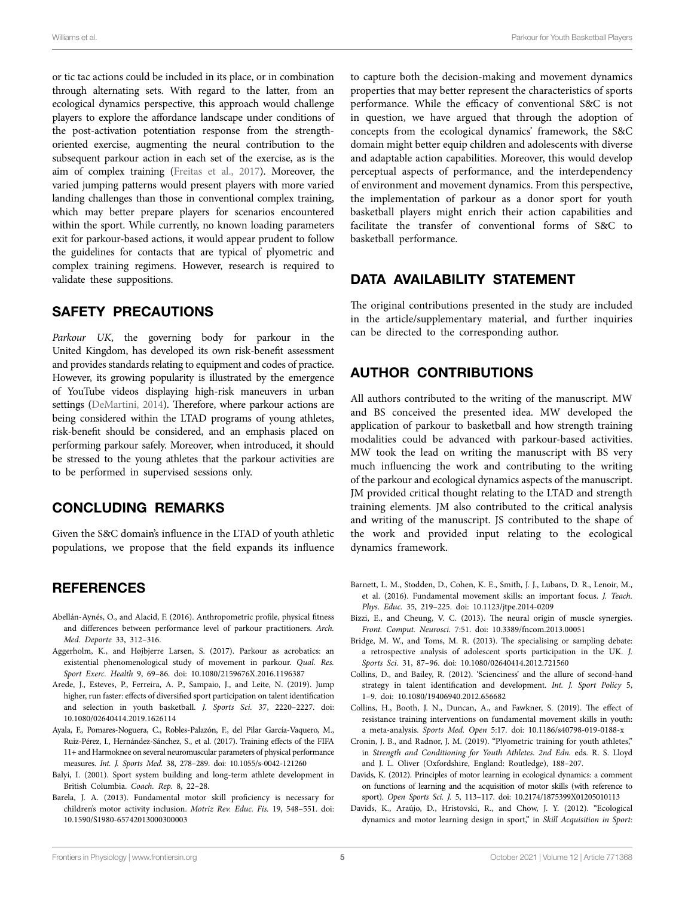or tic tac actions could be included in its place, or in combination through alternating sets. With regard to the latter, from an ecological dynamics perspective, this approach would challenge players to explore the affordance landscape under conditions of the post-activation potentiation response from the strength-oriented exercise, augmenting the neural contribution to the subsequent parkour action in each set of the exercise, as is the aim of complex training (Freitas et al., 2017). Moreover, the varied jumping patterns would present players with more varied landing challenges than those in conventional complex training, which may better prepare players for scenarios encountered within the sport. While currently, no known loading parameters exit for parkour-based actions, it would appear prudent to follow the guidelines for contacts that are typical of plyometric and complex training regimens. However, research is required to validate these suppositions.

## SAFETY PRECAUTIONS

*Parkour UK*, the governing body for parkour in the United Kingdom, has developed its own risk-benefit assessment and provides standards relating to equipment and codes of practice. However, its growing popularity is illustrated by the emergence of YouTube videos displaying high-risk maneuvers in urban settings (DeMartini, 2014). Therefore, where parkour actions are being considered within the LTAD programs of young athletes, risk-benefit should be considered, and an emphasis placed on performing parkour safely. Moreover, when introduced, it should be stressed to the young athletes that the parkour activities are to be performed in supervised sessions only.

## CONCLUDING REMARKS

Given the S&C domain's influence in the LTAD of youth athletic populations, we propose that the field expands its influence to capture both the decision-making and movement dynamics properties that may better represent the characteristics of sports performance. While the efficacy of conventional S&C is not in question, we have argued that through the adoption of concepts from the ecological dynamics' framework, the S&C domain might better equip children and adolescents with diverse and adaptable action capabilities. Moreover, this would develop perceptual aspects of performance, and the interdependency of environment and movement dynamics. From this perspective, the implementation of parkour as a donor sport for youth basketball players might enrich their action capabilities and facilitate the transfer of conventional forms of S&C to basketball performance.

## DATA AVAILABILITY STATEMENT

The original contributions presented in the study are included in the article/supplementary material, and further inquiries can be directed to the corresponding author.

## AUTHOR CONTRIBUTIONS

All authors contributed to the writing of the manuscript. MW and BS conceived the presented idea. MW developed the application of parkour to basketball and how strength training modalities could be advanced with parkour-based activities. MW took the lead on writing the manuscript with BS very much influencing the work and contributing to the writing of the parkour and ecological dynamics aspects of the manuscript. JM provided critical thought relating to the LTAD and strength training elements. JM also contributed to the critical analysis and writing of the manuscript. JS contributed to the shape of the work and provided input relating to the ecological dynamics framework.

## REFERENCES

Abellán-Aynés, O., and Alacid, F. (2016). Anthropometric profile, physical fitness and differences between performance level of parkour practitioners. *Arch. Med. Deporte* 33, 312–316.

Aggerholm, K., and Højbjerre Larsen, S. (2017). Parkour as acrobatics: an existential phenomenological study of movement in parkour. *Qual. Res. Sport Exerc. Health* 9, 69–86. doi: 10.1080/2159676X.2016.1196387

Arede, J., Esteves, P., Ferreira, A. P., Sampaio, J., and Leite, N. (2019). Jump higher, run faster: effects of diversified sport participation on talent identification and selection in youth basketball. *J. Sports Sci.* 37, 2220–2227. doi: 10.1080/02640414.2019.1626114

Ayala, F., Pomares-Noguera, C., Robles-Palazón, F., del Pilar García-Vaquero, M., Ruiz-Pérez, I., Hernández-Sánchez, S., et al. (2017). Training effects of the FIFA 11+ and Harmoknee on several neuromuscular parameters of physical performance measures. *Int. J. Sports Med.* 38, 278–289. doi: 10.1055/s-0042-121260

Balyi, I. (2001). Sport system building and long-term athlete development in British Columbia. *Coach. Rep.* 8, 22–28.

Barela, J. A. (2013). Fundamental motor skill proficiency is necessary for children's motor activity inclusion. *Motriz Rev. Educ. Fis.* 19, 548–551. doi: 10.1590/S1980-65742013000300003

Barnett, L. M., Stodden, D., Cohen, K. E., Smith, J. J., Lubans, D. R., Lenoir, M., et al. (2016). Fundamental movement skills: an important focus. *J. Teach. Phys. Educ.* 35, 219–225. doi: 10.1123/jtpe.2014-0209

Bizzi, E., and Cheung, V. C. (2013). The neural origin of muscle synergies. *Front. Comput. Neurosci.* 7:51. doi: 10.3389/fncom.2013.00051

Bridge, M. W., and Toms, M. R. (2013). The specialising or sampling debate: a retrospective analysis of adolescent sports participation in the UK. *J. Sports Sci.* 31, 87–96. doi: 10.1080/02640414.2012.721560

Collins, D., and Bailey, R. (2012). 'Scienciness' and the allure of second-hand strategy in talent identification and development. *Int. J. Sport Policy* 5, 1–9. doi: 10.1080/19406940.2012.656682

Collins, H., Booth, J. N., Duncan, A., and Fawkner, S. (2019). The effect of resistance training interventions on fundamental movement skills in youth: a meta-analysis. *Sports Med. Open* 5:17. doi: 10.1186/s40798-019-0188-x

Cronin, J. B., and Radnor, J. M. (2019). "Plyometric training for youth athletes," in *Strength and Conditioning for Youth Athletes. 2nd Edn.* eds. R. S. Lloyd and J. L. Oliver (Oxfordshire, England: Routledge), 188–207.

Davids, K. (2012). Principles of motor learning in ecological dynamics: a comment on functions of learning and the acquisition of motor skills (with reference to sport). *Open Sports Sci. J.* 5, 113–117. doi: 10.2174/1875399X01205010113

Davids, K., Araújo, D., Hristovski, R., and Chow, J. Y. (2012). "Ecological dynamics and motor learning design in sport," in *Skill Acquisition in Sport:*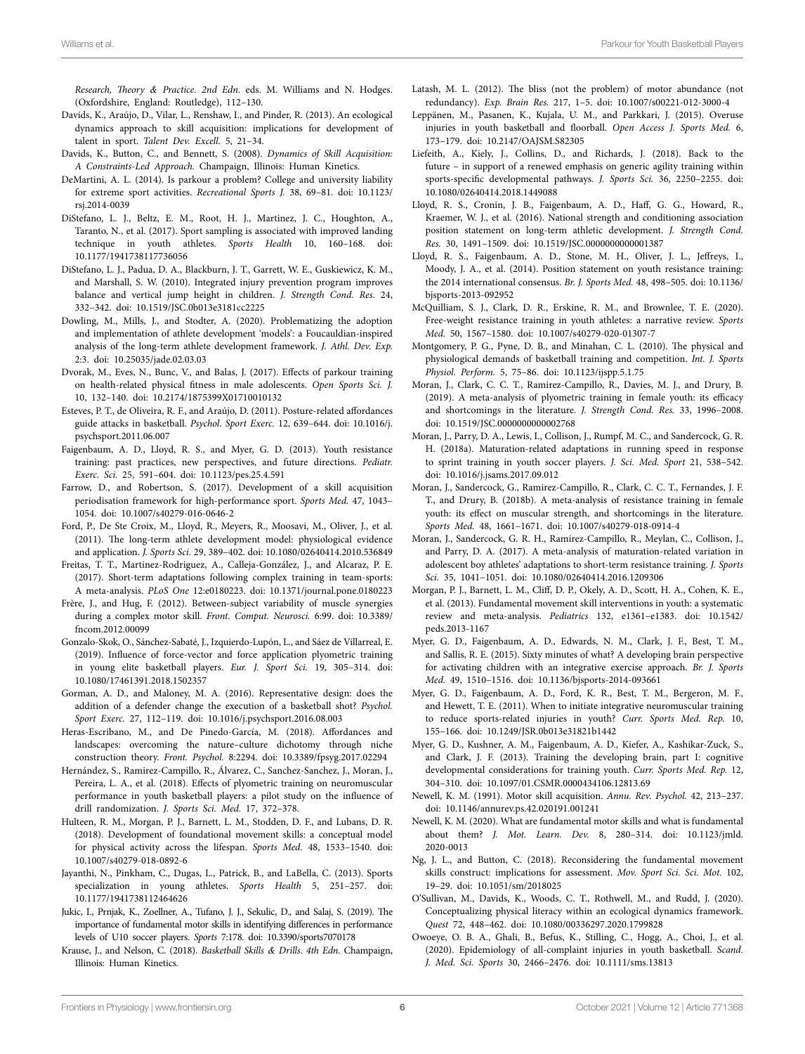*Research, Theory & Practice. 2nd Edn.* eds. M. Williams and N. Hodges. (Oxfordshire, England: Routledge), 112–130.

Davids, K., Araújo, D., Vilar, L., Renshaw, I., and Pinder, R. (2013). An ecological dynamics approach to skill acquisition: implications for development of talent in sport. *Talent Dev. Excell.* 5, 21–34.

Davids, K., Button, C., and Bennett, S. (2008). *Dynamics of Skill Acquisition: A Constraints-Led Approach.* Champaign, Illinois: Human Kinetics.

DeMartini, A. L. (2014). Is parkour a problem? College and university liability for extreme sport activities. *Recreational Sports J.* 38, 69–81. doi: 10.1123/rsj.2014-0039

DiStefano, L. J., Beltz, E. M., Root, H. J., Martinez, J. C., Houghton, A., Taranto, N., et al. (2017). Sport sampling is associated with improved landing technique in youth athletes. *Sports Health* 10, 160–168. doi: 10.1177/1941738117736056

DiStefano, L. J., Padua, D. A., Blackburn, J. T., Garrett, W. E., Guskiewicz, K. M., and Marshall, S. W. (2010). Integrated injury prevention program improves balance and vertical jump height in children. *J. Strength Cond. Res.* 24, 332–342. doi: 10.1519/JSC.0b013e3181cc2225

Dowling, M., Mills, J., and Stodter, A. (2020). Problematizing the adoption and implementation of athlete development 'models': a Foucauldian-inspired analysis of the long-term athlete development framework. *J. Athl. Dev. Exp.* 2:3. doi: 10.25035/jade.02.03.03

Dvorak, M., Eves, N., Bunc, V., and Balas, J. (2017). Effects of parkour training on health-related physical fitness in male adolescents. *Open Sports Sci. J.* 10, 132–140. doi: 10.2174/1875399X01710010132

Esteves, P. T., de Oliveira, R. F., and Araújo, D. (2011). Posture-related affordances guide attacks in basketball. *Psychol. Sport Exerc.* 12, 639–644. doi: 10.1016/j.psychsport.2011.06.007

Faigenbaum, A. D., Lloyd, R. S., and Myer, G. D. (2013). Youth resistance training: past practices, new perspectives, and future directions. *Pediatr. Exerc. Sci.* 25, 591–604. doi: 10.1123/pes.25.4.591

Farrow, D., and Robertson, S. (2017). Development of a skill acquisition periodisation framework for high-performance sport. *Sports Med.* 47, 1043–1054. doi: 10.1007/s40279-016-0646-2

Ford, P., De Ste Croix, M., Lloyd, R., Meyers, R., Moosavi, M., Oliver, J., et al. (2011). The long-term athlete development model: physiological evidence and application. *J. Sports Sci.* 29, 389–402. doi: 10.1080/02640414.2010.536849

Freitas, T. T., Martinez-Rodriguez, A., Calleja-González, J., and Alcaraz, P. E. (2017). Short-term adaptations following complex training in team-sports: A meta-analysis. *PLoS One* 12:e0180223. doi: 10.1371/journal.pone.0180223

Frère, J., and Hug, F. (2012). Between-subject variability of muscle synergies during a complex motor skill. *Front. Comput. Neurosci.* 6:99. doi: 10.3389/fncom.2012.00099

Gonzalo-Skok, O., Sánchez-Sabaté, J., Izquierdo-Lupón, L., and Sáez de Villarreal, E. (2019). Influence of force-vector and force application plyometric training in young elite basketball players. *Eur. J. Sport Sci.* 19, 305–314. doi: 10.1080/17461391.2018.1502357

Gorman, A. D., and Maloney, M. A. (2016). Representative design: does the addition of a defender change the execution of a basketball shot? *Psychol. Sport Exerc.* 27, 112–119. doi: 10.1016/j.psychsport.2016.08.003

Heras-Escribano, M., and De Pinedo-García, M. (2018). Affordances and landscapes: overcoming the nature–culture dichotomy through niche construction theory. *Front. Psychol.* 8:2294. doi: 10.3389/fpsyg.2017.02294

Hernández, S., Ramirez-Campillo, R., Álvarez, C., Sanchez-Sanchez, J., Moran, J., Pereira, L. A., et al. (2018). Effects of plyometric training on neuromuscular performance in youth basketball players: a pilot study on the influence of drill randomization. *J. Sports Sci. Med.* 17, 372–378.

Hulteen, R. M., Morgan, P. J., Barnett, L. M., Stodden, D. F., and Lubans, D. R. (2018). Development of foundational movement skills: a conceptual model for physical activity across the lifespan. *Sports Med.* 48, 1533–1540. doi: 10.1007/s40279-018-0892-6

Jayanthi, N., Pinkham, C., Dugas, L., Patrick, B., and LaBella, C. (2013). Sports specialization in young athletes. *Sports Health* 5, 251–257. doi: 10.1177/1941738112464626

Jukic, I., Prnjak, K., Zoellner, A., Tufano, J. J., Sekulic, D., and Salaj, S. (2019). The importance of fundamental motor skills in identifying differences in performance levels of U10 soccer players. *Sports* 7:178. doi: 10.3390/sports7070178

Krause, J., and Nelson, C. (2018). *Basketball Skills & Drills. 4th Edn.* Champaign, Illinois: Human Kinetics.

Latash, M. L. (2012). The bliss (not the problem) of motor abundance (not redundancy). *Exp. Brain Res.* 217, 1–5. doi: 10.1007/s00221-012-3000-4

Leppänen, M., Pasanen, K., Kujala, U. M., and Parkkari, J. (2015). Overuse injuries in youth basketball and floorball. *Open Access J. Sports Med.* 6, 173–179. doi: 10.2147/OAJSM.S82305

Liefeith, A., Kiely, J., Collins, D., and Richards, J. (2018). Back to the future – in support of a renewed emphasis on generic agility training within sports-specific developmental pathways. *J. Sports Sci.* 36, 2250–2255. doi: 10.1080/02640414.2018.1449088

Lloyd, R. S., Cronin, J. B., Faigenbaum, A. D., Haff, G. G., Howard, R., Kraemer, W. J., et al. (2016). National strength and conditioning association position statement on long-term athletic development. *J. Strength Cond. Res.* 30, 1491–1509. doi: 10.1519/JSC.0000000000001387

Lloyd, R. S., Faigenbaum, A. D., Stone, M. H., Oliver, J. L., Jeffreys, I., Moody, J. A., et al. (2014). Position statement on youth resistance training: the 2014 international consensus. *Br. J. Sports Med.* 48, 498–505. doi: 10.1136/bjsports-2013-092952

McQuilliam, S. J., Clark, D. R., Erskine, R. M., and Brownlee, T. E. (2020). Free-weight resistance training in youth athletes: a narrative review. *Sports Med.* 50, 1567–1580. doi: 10.1007/s40279-020-01307-7

Montgomery, P. G., Pyne, D. B., and Minahan, C. L. (2010). The physical and physiological demands of basketball training and competition. *Int. J. Sports Physiol. Perform.* 5, 75–86. doi: 10.1123/ijspp.5.1.75

Moran, J., Clark, C. C. T., Ramirez-Campillo, R., Davies, M. J., and Drury, B. (2019). A meta-analysis of plyometric training in female youth: its efficacy and shortcomings in the literature. *J. Strength Cond. Res.* 33, 1996–2008. doi: 10.1519/JSC.0000000000002768

Moran, J., Parry, D. A., Lewis, I., Collison, J., Rumpf, M. C., and Sandercock, G. R. H. (2018a). Maturation-related adaptations in running speed in response to sprint training in youth soccer players. *J. Sci. Med. Sport* 21, 538–542. doi: 10.1016/j.jsams.2017.09.012

Moran, J., Sandercock, G., Ramirez-Campillo, R., Clark, C. C. T., Fernandes, J. F. T., and Drury, B. (2018b). A meta-analysis of resistance training in female youth: its effect on muscular strength, and shortcomings in the literature. *Sports Med.* 48, 1661–1671. doi: 10.1007/s40279-018-0914-4

Moran, J., Sandercock, G. R. H., Ramírez-Campillo, R., Meylan, C., Collison, J., and Parry, D. A. (2017). A meta-analysis of maturation-related variation in adolescent boy athletes' adaptations to short-term resistance training. *J. Sports Sci.* 35, 1041–1051. doi: 10.1080/02640414.2016.1209306

Morgan, P. J., Barnett, L. M., Cliff, D. P., Okely, A. D., Scott, H. A., Cohen, K. E., et al. (2013). Fundamental movement skill interventions in youth: a systematic review and meta-analysis. *Pediatrics* 132, e1361–e1383. doi: 10.1542/peds.2013-1167

Myer, G. D., Faigenbaum, A. D., Edwards, N. M., Clark, J. F., Best, T. M., and Sallis, R. E. (2015). Sixty minutes of what? A developing brain perspective for activating children with an integrative exercise approach. *Br. J. Sports Med.* 49, 1510–1516. doi: 10.1136/bjsports-2014-093661

Myer, G. D., Faigenbaum, A. D., Ford, K. R., Best, T. M., Bergeron, M. F., and Hewett, T. E. (2011). When to initiate integrative neuromuscular training to reduce sports-related injuries in youth? *Curr. Sports Med. Rep.* 10, 155–166. doi: 10.1249/JSR.0b013e31821b1442

Myer, G. D., Kushner, A. M., Faigenbaum, A. D., Kiefer, A., Kashikar-Zuck, S., and Clark, J. F. (2013). Training the developing brain, part I: cognitive developmental considerations for training youth. *Curr. Sports Med. Rep.* 12, 304–310. doi: 10.1097/01.CSMR.0000434106.12813.69

Newell, K. M. (1991). Motor skill acquisition. *Annu. Rev. Psychol.* 42, 213–237. doi: 10.1146/annurev.ps.42.020191.001241

Newell, K. M. (2020). What are fundamental motor skills and what is fundamental about them? *J. Mot. Learn. Dev.* 8, 280–314. doi: 10.1123/jmld.2020-0013

Ng, J. L., and Button, C. (2018). Reconsidering the fundamental movement skills construct: implications for assessment. *Mov. Sport Sci. Sci. Mot.* 102, 19–29. doi: 10.1051/sm/2018025

O'Sullivan, M., Davids, K., Woods, C. T., Rothwell, M., and Rudd, J. (2020). Conceptualizing physical literacy within an ecological dynamics framework. *Quest* 72, 448–462. doi: 10.1080/00336297.2020.1799828

Owoeye, O. B. A., Ghali, B., Befus, K., Stilling, C., Hogg, A., Choi, J., et al. (2020). Epidemiology of all-complaint injuries in youth basketball. *Scand. J. Med. Sci. Sports* 30, 2466–2476. doi: 10.1111/sms.13813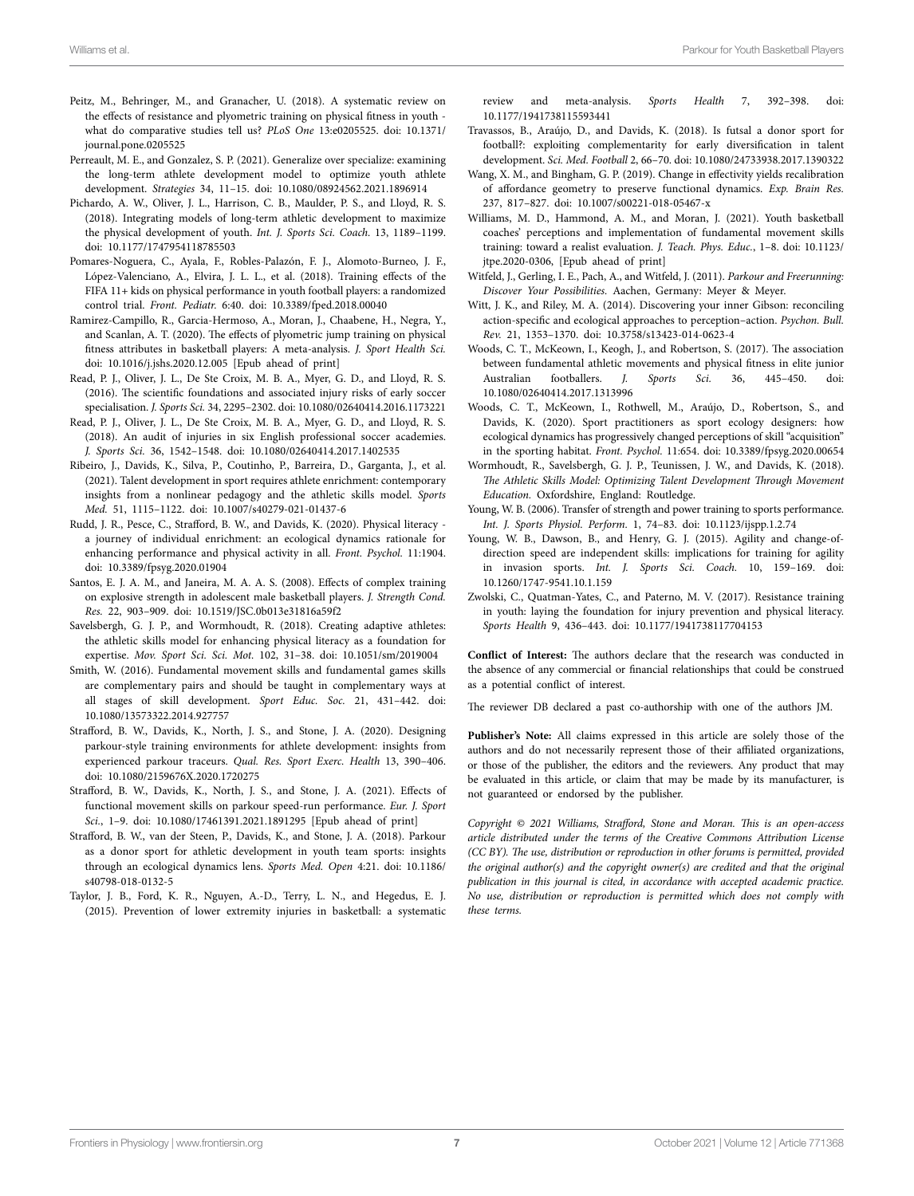Peitz, M., Behringer, M., and Granacher, U. (2018). A systematic review on the effects of resistance and plyometric training on physical fitness in youth - what do comparative studies tell us? *PLoS One* 13:e0205525. doi: 10.1371/journal.pone.0205525

Perreault, M. E., and Gonzalez, S. P. (2021). Generalize over specialize: examining the long-term athlete development model to optimize youth athlete development. *Strategies* 34, 11–15. doi: 10.1080/08924562.2021.1896914

Pichardo, A. W., Oliver, J. L., Harrison, C. B., Maulder, P. S., and Lloyd, R. S. (2018). Integrating models of long-term athletic development to maximize the physical development of youth. *Int. J. Sports Sci. Coach.* 13, 1189–1199. doi: 10.1177/1747954118785503

Pomares-Noguera, C., Ayala, F., Robles-Palazón, F. J., Alomoto-Burneo, J. F., López-Valenciano, A., Elvira, J. L. L., et al. (2018). Training effects of the FIFA 11+ kids on physical performance in youth football players: a randomized control trial. *Front. Pediatr.* 6:40. doi: 10.3389/fped.2018.00040

Ramirez-Campillo, R., Garcia-Hermoso, A., Moran, J., Chaabene, H., Negra, Y., and Scanlan, A. T. (2020). The effects of plyometric jump training on physical fitness attributes in basketball players: A meta-analysis. *J. Sport Health Sci.* doi: 10.1016/j.jshs.2020.12.005 [Epub ahead of print]

Read, P. J., Oliver, J. L., De Ste Croix, M. B. A., Myer, G. D., and Lloyd, R. S. (2016). The scientific foundations and associated injury risks of early soccer specialisation. *J. Sports Sci.* 34, 2295–2302. doi: 10.1080/02640414.2016.1173221

Read, P. J., Oliver, J. L., De Ste Croix, M. B. A., Myer, G. D., and Lloyd, R. S. (2018). An audit of injuries in six English professional soccer academies. *J. Sports Sci.* 36, 1542–1548. doi: 10.1080/02640414.2017.1402535

Ribeiro, J., Davids, K., Silva, P., Coutinho, P., Barreira, D., Garganta, J., et al. (2021). Talent development in sport requires athlete enrichment: contemporary insights from a nonlinear pedagogy and the athletic skills model. *Sports Med.* 51, 1115–1122. doi: 10.1007/s40279-021-01437-6

Rudd, J. R., Pesce, C., Strafford, B. W., and Davids, K. (2020). Physical literacy - a journey of individual enrichment: an ecological dynamics rationale for enhancing performance and physical activity in all. *Front. Psychol.* 11:1904. doi: 10.3389/fpsyg.2020.01904

Santos, E. J. A. M., and Janeira, M. A. A. S. (2008). Effects of complex training on explosive strength in adolescent male basketball players. *J. Strength Cond. Res.* 22, 903–909. doi: 10.1519/JSC.0b013e31816a59f2

Savelsbergh, G. J. P., and Wormhoudt, R. (2018). Creating adaptive athletes: the athletic skills model for enhancing physical literacy as a foundation for expertise. *Mov. Sport Sci. Sci. Mot.* 102, 31–38. doi: 10.1051/sm/2019004

Smith, W. (2016). Fundamental movement skills and fundamental games skills are complementary pairs and should be taught in complementary ways at all stages of skill development. *Sport Educ. Soc.* 21, 431–442. doi: 10.1080/13573322.2014.927757

Strafford, B. W., Davids, K., North, J. S., and Stone, J. A. (2020). Designing parkour-style training environments for athlete development: insights from experienced parkour traceurs. *Qual. Res. Sport Exerc. Health* 13, 390–406. doi: 10.1080/2159676X.2020.1720275

Strafford, B. W., Davids, K., North, J. S., and Stone, J. A. (2021). Effects of functional movement skills on parkour speed-run performance. *Eur. J. Sport Sci.*, 1–9. doi: 10.1080/17461391.2021.1891295 [Epub ahead of print]

Strafford, B. W., van der Steen, P., Davids, K., and Stone, J. A. (2018). Parkour as a donor sport for athletic development in youth team sports: insights through an ecological dynamics lens. *Sports Med. Open* 4:21. doi: 10.1186/s40798-018-0132-5

Taylor, J. B., Ford, K. R., Nguyen, A.-D., Terry, L. N., and Hegedus, E. J. (2015). Prevention of lower extremity injuries in basketball: a systematic review and meta-analysis. *Sports Health* 7, 392–398. doi: 10.1177/1941738115593441

Travassos, B., Araújo, D., and Davids, K. (2018). Is futsal a donor sport for football?: exploiting complementarity for early diversification in talent development. *Sci. Med. Football* 2, 66–70. doi: 10.1080/24733938.2017.1390322

Wang, X. M., and Bingham, G. P. (2019). Change in effectivity yields recalibration of affordance geometry to preserve functional dynamics. *Exp. Brain Res.* 237, 817–827. doi: 10.1007/s00221-018-05467-x

Williams, M. D., Hammond, A. M., and Moran, J. (2021). Youth basketball coaches' perceptions and implementation of fundamental movement skills training: toward a realist evaluation. *J. Teach. Phys. Educ.*, 1–8. doi: 10.1123/jtpe.2020-0306, [Epub ahead of print]

Witfeld, J., Gerling, I. E., Pach, A., and Witfeld, J. (2011). *Parkour and Freerunning: Discover Your Possibilities.* Aachen, Germany: Meyer & Meyer.

Witt, J. K., and Riley, M. A. (2014). Discovering your inner Gibson: reconciling action-specific and ecological approaches to perception–action. *Psychon. Bull. Rev.* 21, 1353–1370. doi: 10.3758/s13423-014-0623-4

Woods, C. T., McKeown, I., Keogh, J., and Robertson, S. (2017). The association between fundamental athletic movements and physical fitness in elite junior Australian footballers. *J. Sports Sci.* 36, 445–450. doi: 10.1080/02640414.2017.1313996

Woods, C. T., McKeown, I., Rothwell, M., Araújo, D., Robertson, S., and Davids, K. (2020). Sport practitioners as sport ecology designers: how ecological dynamics has progressively changed perceptions of skill "acquisition" in the sporting habitat. *Front. Psychol.* 11:654. doi: 10.3389/fpsyg.2020.00654

Wormhoudt, R., Savelsbergh, G. J. P., Teunissen, J. W., and Davids, K. (2018). *The Athletic Skills Model: Optimizing Talent Development Through Movement Education.* Oxfordshire, England: Routledge.

Young, W. B. (2006). Transfer of strength and power training to sports performance. *Int. J. Sports Physiol. Perform.* 1, 74–83. doi: 10.1123/ijspp.1.2.74

Young, W. B., Dawson, B., and Henry, G. J. (2015). Agility and change-of-direction speed are independent skills: implications for training for agility in invasion sports. *Int. J. Sports Sci. Coach.* 10, 159–169. doi: 10.1260/1747-9541.10.1.159

Zwolski, C., Quatman-Yates, C., and Paterno, M. V. (2017). Resistance training in youth: laying the foundation for injury prevention and physical literacy. *Sports Health* 9, 436–443. doi: 10.1177/1941738117704153

**Conflict of Interest:** The authors declare that the research was conducted in the absence of any commercial or financial relationships that could be construed as a potential conflict of interest.

The reviewer DB declared a past co-authorship with one of the authors JM.

**Publisher's Note:** All claims expressed in this article are solely those of the authors and do not necessarily represent those of their affiliated organizations, or those of the publisher, the editors and the reviewers. Any product that may be evaluated in this article, or claim that may be made by its manufacturer, is not guaranteed or endorsed by the publisher.

*Copyright © 2021 Williams, Strafford, Stone and Moran. This is an open-access article distributed under the terms of the Creative Commons Attribution License (CC BY). The use, distribution or reproduction in other forums is permitted, provided the original author(s) and the copyright owner(s) are credited and that the original publication in this journal is cited, in accordance with accepted academic practice. No use, distribution or reproduction is permitted which does not comply with these terms.*